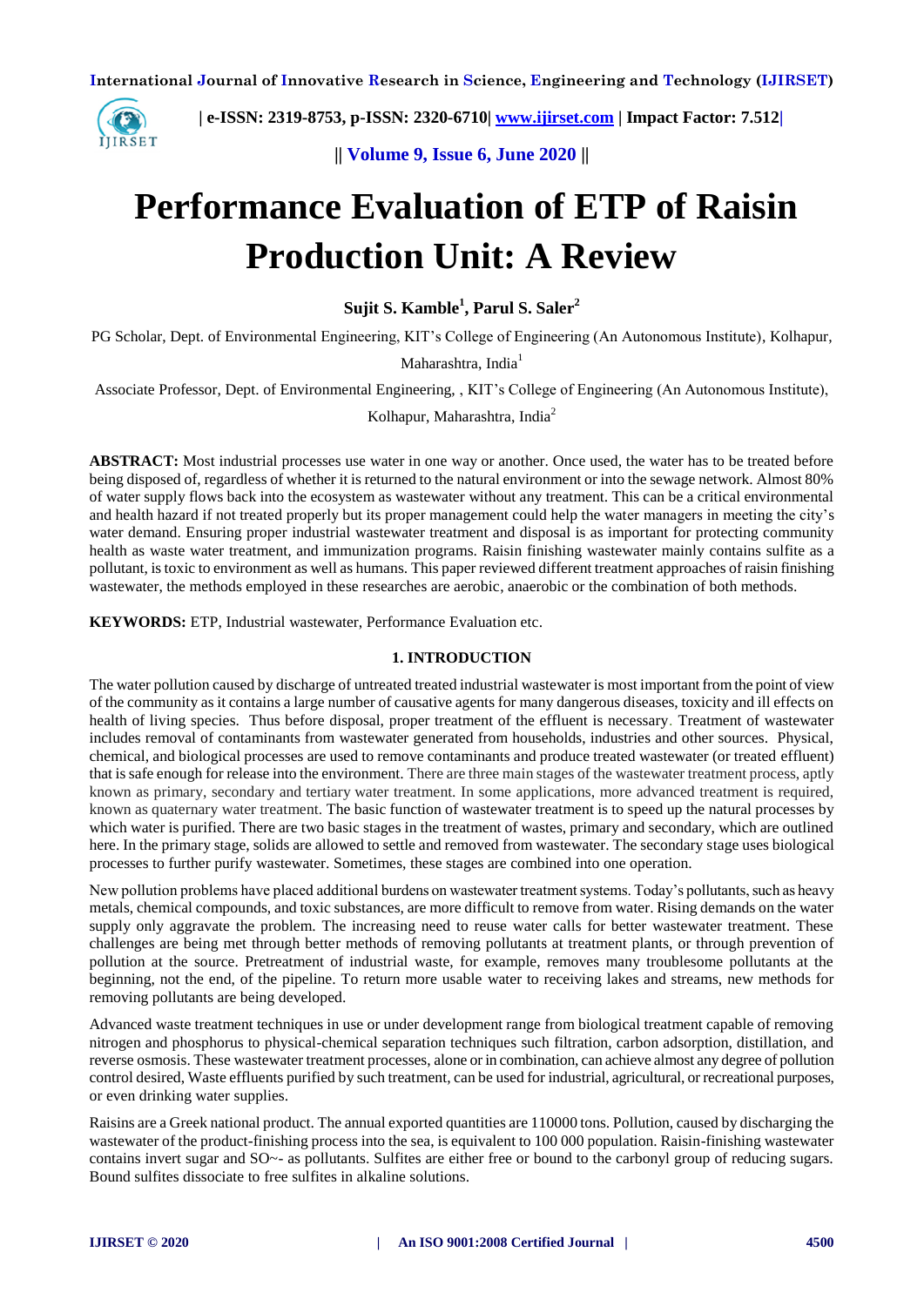# Performance Evaluation of ETP of Raisin Production Unit: A Review

**Sujit S. Kamble[1], Parul S. Saler[2]**

PG Scholar, Dept. of Environmental Engineering, KIT's College of Engineering (An Autonomous Institute), Kolhapur, Maharashtra, India[1]

Associate Professor, Dept. of Environmental Engineering, , KIT's College of Engineering (An Autonomous Institute), Kolhapur, Maharashtra, India[2]

**ABSTRACT:** Most industrial processes use water in one way or another. Once used, the water has to be treated before being disposed of, regardless of whether it is returned to the natural environment or into the sewage network. Almost 80% of water supply flows back into the ecosystem as wastewater without any treatment. This can be a critical environmental and health hazard if not treated properly but its proper management could help the water managers in meeting the city's water demand. Ensuring proper industrial wastewater treatment and disposal is as important for protecting community health as waste water treatment, and immunization programs. Raisin finishing wastewater mainly contains sulfite as a pollutant, is toxic to environment as well as humans. This paper reviewed different treatment approaches of raisin finishing wastewater, the methods employed in these researches are aerobic, anaerobic or the combination of both methods.

**KEYWORDS:** ETP, Industrial wastewater, Performance Evaluation etc.

## 1. INTRODUCTION

The water pollution caused by discharge of untreated treated industrial wastewater is most important from the point of view of the community as it contains a large number of causative agents for many dangerous diseases, toxicity and ill effects on health of living species. Thus before disposal, proper treatment of the effluent is necessary. Treatment of wastewater includes removal of contaminants from wastewater generated from households, industries and other sources. Physical, chemical, and biological processes are used to remove contaminants and produce treated wastewater (or treated effluent) that is safe enough for release into the environment. There are three main stages of the wastewater treatment process, aptly known as primary, secondary and tertiary water treatment. In some applications, more advanced treatment is required, known as quaternary water treatment. The basic function of wastewater treatment is to speed up the natural processes by which water is purified. There are two basic stages in the treatment of wastes, primary and secondary, which are outlined here. In the primary stage, solids are allowed to settle and removed from wastewater. The secondary stage uses biological processes to further purify wastewater. Sometimes, these stages are combined into one operation.

New pollution problems have placed additional burdens on wastewater treatment systems. Today's pollutants, such as heavy metals, chemical compounds, and toxic substances, are more difficult to remove from water. Rising demands on the water supply only aggravate the problem. The increasing need to reuse water calls for better wastewater treatment. These challenges are being met through better methods of removing pollutants at treatment plants, or through prevention of pollution at the source. Pretreatment of industrial waste, for example, removes many troublesome pollutants at the beginning, not the end, of the pipeline. To return more usable water to receiving lakes and streams, new methods for removing pollutants are being developed.

Advanced waste treatment techniques in use or under development range from biological treatment capable of removing nitrogen and phosphorus to physical-chemical separation techniques such filtration, carbon adsorption, distillation, and reverse osmosis. These wastewater treatment processes, alone or in combination, can achieve almost any degree of pollution control desired, Waste effluents purified by such treatment, can be used for industrial, agricultural, or recreational purposes, or even drinking water supplies.

Raisins are a Greek national product. The annual exported quantities are 110000 tons. Pollution, caused by discharging the wastewater of the product-finishing process into the sea, is equivalent to 100 000 population. Raisin-finishing wastewater contains invert sugar and SO~- as pollutants. Sulfites are either free or bound to the carbonyl group of reducing sugars. Bound sulfites dissociate to free sulfites in alkaline solutions.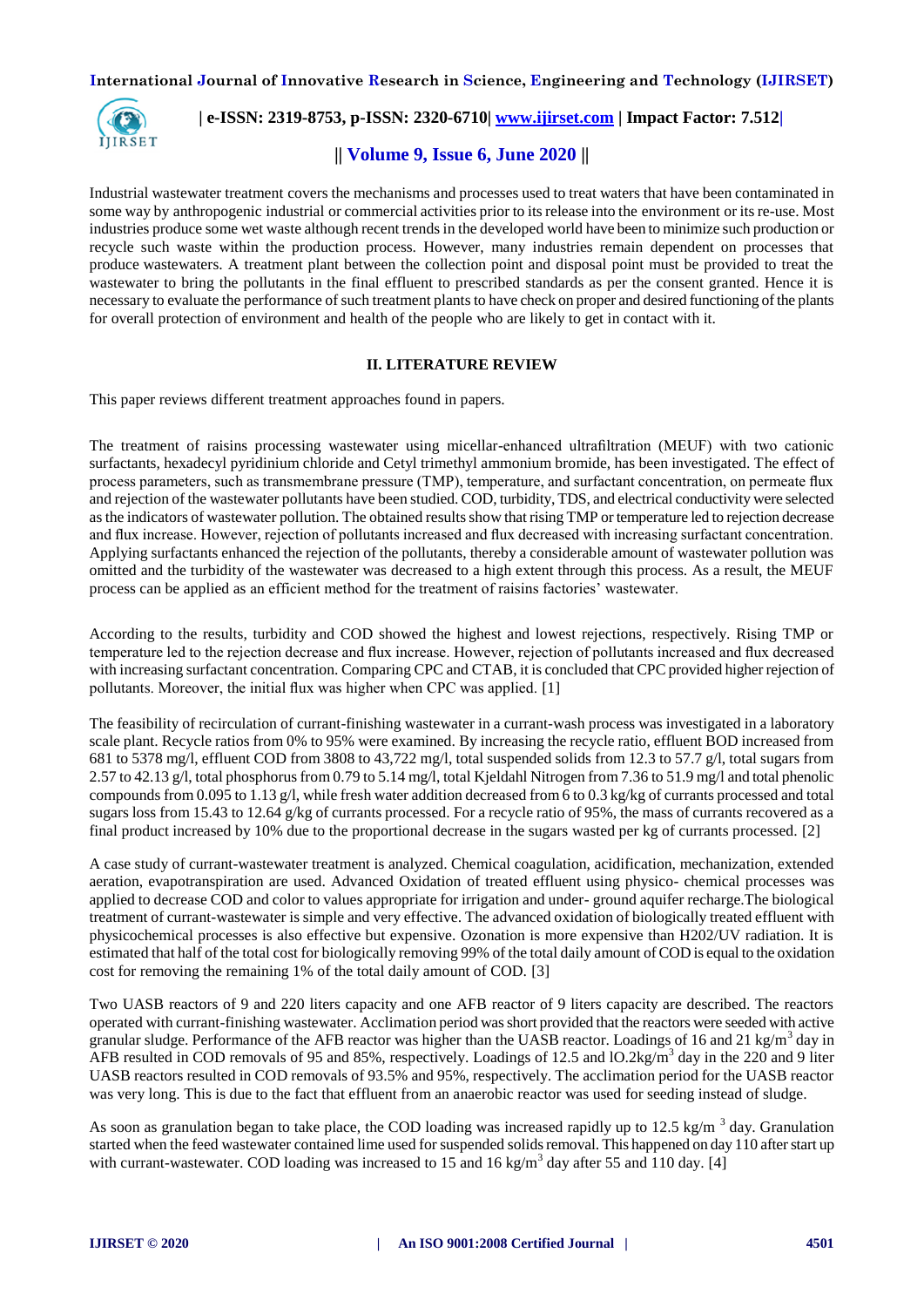Industrial wastewater treatment covers the mechanisms and processes used to treat waters that have been contaminated in some way by anthropogenic industrial or commercial activities prior to its release into the environment or its re-use. Most industries produce some wet waste although recent trends in the developed world have been to minimize such production or recycle such waste within the production process. However, many industries remain dependent on processes that produce wastewaters. A treatment plant between the collection point and disposal point must be provided to treat the wastewater to bring the pollutants in the final effluent to prescribed standards as per the consent granted. Hence it is necessary to evaluate the performance of such treatment plants to have check on proper and desired functioning of the plants for overall protection of environment and health of the people who are likely to get in contact with it.

## II. LITERATURE REVIEW

This paper reviews different treatment approaches found in papers.

The treatment of raisins processing wastewater using micellar-enhanced ultrafiltration (MEUF) with two cationic surfactants, hexadecyl pyridinium chloride and Cetyl trimethyl ammonium bromide, has been investigated. The effect of process parameters, such as transmembrane pressure (TMP), temperature, and surfactant concentration, on permeate flux and rejection of the wastewater pollutants have been studied. COD, turbidity, TDS, and electrical conductivity were selected as the indicators of wastewater pollution. The obtained results show that rising TMP or temperature led to rejection decrease and flux increase. However, rejection of pollutants increased and flux decreased with increasing surfactant concentration. Applying surfactants enhanced the rejection of the pollutants, thereby a considerable amount of wastewater pollution was omitted and the turbidity of the wastewater was decreased to a high extent through this process. As a result, the MEUF process can be applied as an efficient method for the treatment of raisins factories' wastewater.

According to the results, turbidity and COD showed the highest and lowest rejections, respectively. Rising TMP or temperature led to the rejection decrease and flux increase. However, rejection of pollutants increased and flux decreased with increasing surfactant concentration. Comparing CPC and CTAB, it is concluded that CPC provided higher rejection of pollutants. Moreover, the initial flux was higher when CPC was applied. [1]

The feasibility of recirculation of currant-finishing wastewater in a currant-wash process was investigated in a laboratory scale plant. Recycle ratios from 0% to 95% were examined. By increasing the recycle ratio, effluent BOD increased from 681 to 5378 mg/l, effluent COD from 3808 to 43,722 mg/l, total suspended solids from 12.3 to 57.7 g/l, total sugars from 2.57 to 42.13 g/l, total phosphorus from 0.79 to 5.14 mg/l, total Kjeldahl Nitrogen from 7.36 to 51.9 mg/l and total phenolic compounds from 0.095 to 1.13 g/l, while fresh water addition decreased from 6 to 0.3 kg/kg of currants processed and total sugars loss from 15.43 to 12.64 g/kg of currants processed. For a recycle ratio of 95%, the mass of currants recovered as a final product increased by 10% due to the proportional decrease in the sugars wasted per kg of currants processed. [2]

A case study of currant-wastewater treatment is analyzed. Chemical coagulation, acidification, mechanization, extended aeration, evapotranspiration are used. Advanced Oxidation of treated effluent using physico- chemical processes was applied to decrease COD and color to values appropriate for irrigation and under- ground aquifer recharge.The biological treatment of currant-wastewater is simple and very effective. The advanced oxidation of biologically treated effluent with physicochemical processes is also effective but expensive. Ozonation is more expensive than H202/UV radiation. It is estimated that half of the total cost for biologically removing 99% of the total daily amount of COD is equal to the oxidation cost for removing the remaining 1% of the total daily amount of COD. [3]

Two UASB reactors of 9 and 220 liters capacity and one AFB reactor of 9 liters capacity are described. The reactors operated with currant-finishing wastewater. Acclimation period was short provided that the reactors were seeded with active granular sludge. Performance of the AFB reactor was higher than the UASB reactor. Loadings of 16 and 21 kg/m$^3$ day in AFB resulted in COD removals of 95 and 85%, respectively. Loadings of 12.5 and lO.2kg/m$^3$ day in the 220 and 9 liter UASB reactors resulted in COD removals of 93.5% and 95%, respectively. The acclimation period for the UASB reactor was very long. This is due to the fact that effluent from an anaerobic reactor was used for seeding instead of sludge.

As soon as granulation began to take place, the COD loading was increased rapidly up to 12.5 kg/m $^3$ day. Granulation started when the feed wastewater contained lime used for suspended solids removal. This happened on day 110 after start up with currant-wastewater. COD loading was increased to 15 and 16 kg/m$^3$ day after 55 and 110 day. [4]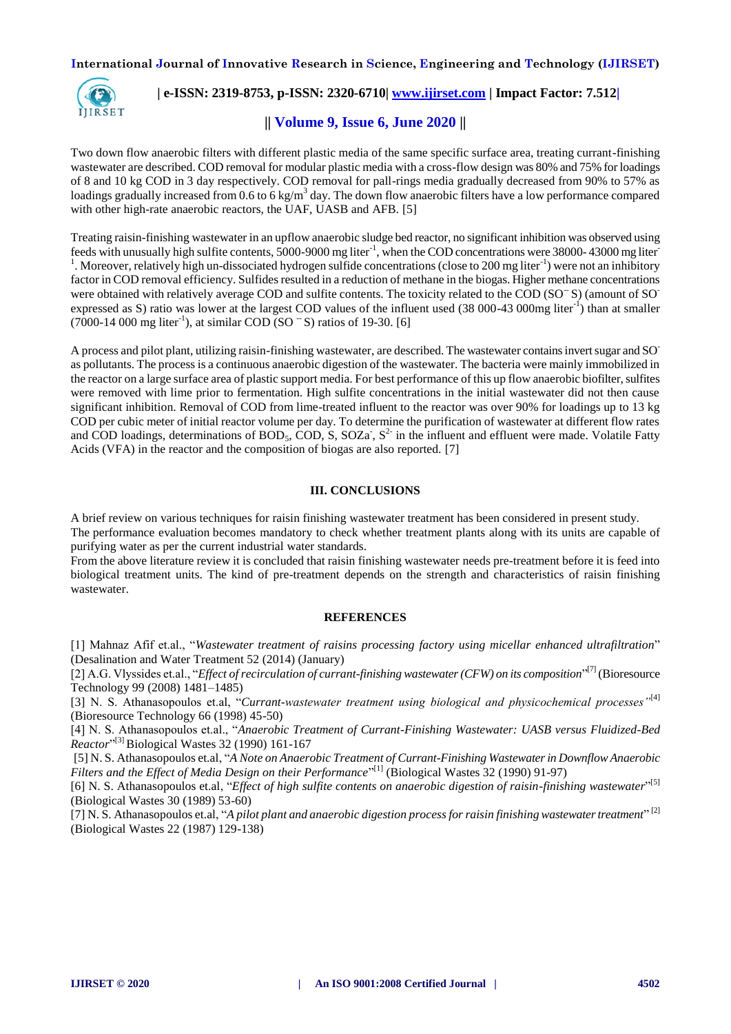Two down flow anaerobic filters with different plastic media of the same specific surface area, treating currant-finishing wastewater are described. COD removal for modular plastic media with a cross-flow design was 80% and 75% for loadings of 8 and 10 kg COD in 3 day respectively. COD removal for pall-rings media gradually decreased from 90% to 57% as loadings gradually increased from 0.6 to 6 kg/$m^3$ day. The down flow anaerobic filters have a low performance compared with other high-rate anaerobic reactors, the UAF, UASB and AFB. [5]

Treating raisin-finishing wastewater in an upflow anaerobic sludge bed reactor, no significant inhibition was observed using feeds with unusually high sulfite contents, 5000-9000 mg $liter^{-1}$, when the COD concentrations were 38000- 43000 mg $liter^{-1}$. Moreover, relatively high un-dissociated hydrogen sulfide concentrations (close to 200 mg $liter^{-1}$) were not an inhibitory factor in COD removal efficiency. Sulfides resulted in a reduction of methane in the biogas. Higher methane concentrations were obtained with relatively average COD and sulfite contents. The toxicity related to the COD ($SO^{-}$ S) (amount of $SO^{-}$ expressed as S) ratio was lower at the largest COD values of the influent used (38 000-43 000mg $liter^{-1}$) than at smaller (7000-14 000 mg $liter^{-1}$), at similar COD ($SO^{-}$ S) ratios of 19-30. [6]

A process and pilot plant, utilizing raisin-finishing wastewater, are described. The wastewater contains invert sugar and $SO^{-}$ as pollutants. The process is a continuous anaerobic digestion of the wastewater. The bacteria were mainly immobilized in the reactor on a large surface area of plastic support media. For best performance of this up flow anaerobic biofilter, sulfites were removed with lime prior to fermentation. High sulfite concentrations in the initial wastewater did not then cause significant inhibition. Removal of COD from lime-treated influent to the reactor was over 90% for loadings up to 13 kg COD per cubic meter of initial reactor volume per day. To determine the purification of wastewater at different flow rates and COD loadings, determinations of $BOD_5$, COD, S, $SOZa^{-}$, $S^{2-}$ in the influent and effluent were made. Volatile Fatty Acids (VFA) in the reactor and the composition of biogas are also reported. [7]

## III. CONCLUSIONS

A brief review on various techniques for raisin finishing wastewater treatment has been considered in present study.
The performance evaluation becomes mandatory to check whether treatment plants along with its units are capable of purifying water as per the current industrial water standards.
From the above literature review it is concluded that raisin finishing wastewater needs pre-treatment before it is feed into biological treatment units. The kind of pre-treatment depends on the strength and characteristics of raisin finishing wastewater.

## REFERENCES

[1] Mahnaz Afif et.al., "*Wastewater treatment of raisins processing factory using micellar enhanced ultrafiltration*" (Desalination and Water Treatment 52 (2014) (January)

[2] A.G. Vlyssides et.al., "*Effect of recirculation of currant-finishing wastewater (CFW) on its composition*"[7] (Bioresource Technology 99 (2008) 1481–1485)

[3] N. S. Athanasopoulos et.al, "*Currant-wastewater treatment using biological and physicochemical processes*"[4] (Bioresource Technology 66 (1998) 45-50)

[4] N. S. Athanasopoulos et.al., "*Anaerobic Treatment of Currant-Finishing Wastewater: UASB versus Fluidized-Bed Reactor*"[3] Biological Wastes 32 (1990) 161-167

[5] N. S. Athanasopoulos et.al, "*A Note on Anaerobic Treatment of Currant-Finishing Wastewater in Downflow Anaerobic Filters and the Effect of Media Design on their Performance*"[1] (Biological Wastes 32 (1990) 91-97)

[6] N. S. Athanasopoulos et.al, "*Effect of high sulfite contents on anaerobic digestion of raisin-finishing wastewater*"[5] (Biological Wastes 30 (1989) 53-60)

[7] N. S. Athanasopoulos et.al, "*A pilot plant and anaerobic digestion process for raisin finishing wastewater treatment*" [2] (Biological Wastes 22 (1987) 129-138)